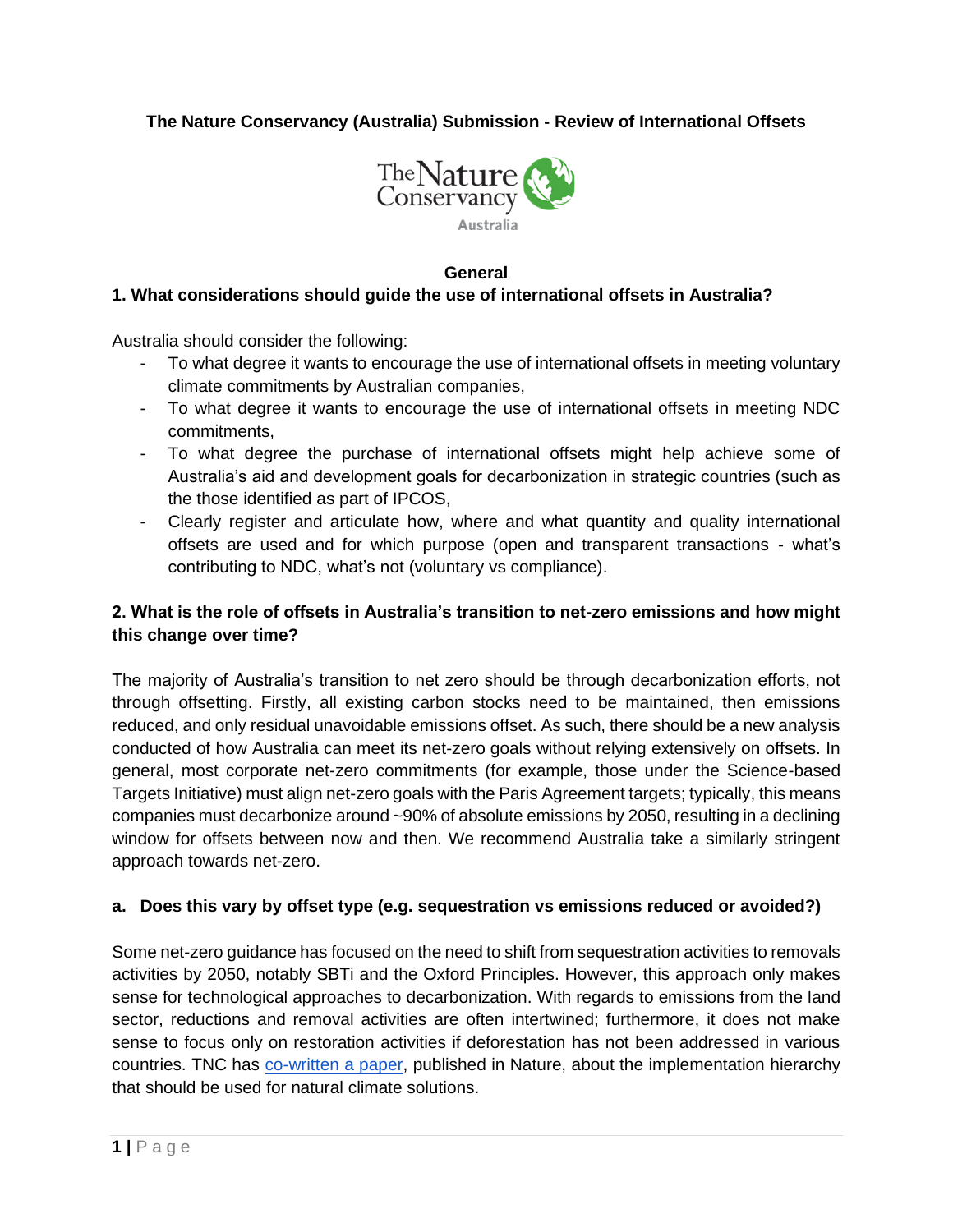# The Nature Conservancy (Australia) Submission - Review of International Offsets

## General

### 1. What considerations should guide the use of international offsets in Australia?

Australia should consider the following:

- To what degree it wants to encourage the use of international offsets in meeting voluntary climate commitments by Australian companies,
- To what degree it wants to encourage the use of international offsets in meeting NDC commitments,
- To what degree the purchase of international offsets might help achieve some of Australia's aid and development goals for decarbonization in strategic countries (such as the those identified as part of IPCOS,
- Clearly register and articulate how, where and what quantity and quality international offsets are used and for which purpose (open and transparent transactions - what's contributing to NDC, what's not (voluntary vs compliance).

### 2. What is the role of offsets in Australia's transition to net-zero emissions and how might this change over time?

The majority of Australia's transition to net zero should be through decarbonization efforts, not through offsetting. Firstly, all existing carbon stocks need to be maintained, then emissions reduced, and only residual unavoidable emissions offset. As such, there should be a new analysis conducted of how Australia can meet its net-zero goals without relying extensively on offsets. In general, most corporate net-zero commitments (for example, those under the Science-based Targets Initiative) must align net-zero goals with the Paris Agreement targets; typically, this means companies must decarbonize around ~90% of absolute emissions by 2050, resulting in a declining window for offsets between now and then. We recommend Australia take a similarly stringent approach towards net-zero.

#### a. Does this vary by offset type (e.g. sequestration vs emissions reduced or avoided?)

Some net-zero guidance has focused on the need to shift from sequestration activities to removals activities by 2050, notably SBTi and the Oxford Principles. However, this approach only makes sense for technological approaches to decarbonization. With regards to emissions from the land sector, reductions and removal activities are often intertwined; furthermore, it does not make sense to focus only on restoration activities if deforestation has not been addressed in various countries. TNC has co-written a paper, published in Nature, about the implementation hierarchy that should be used for natural climate solutions.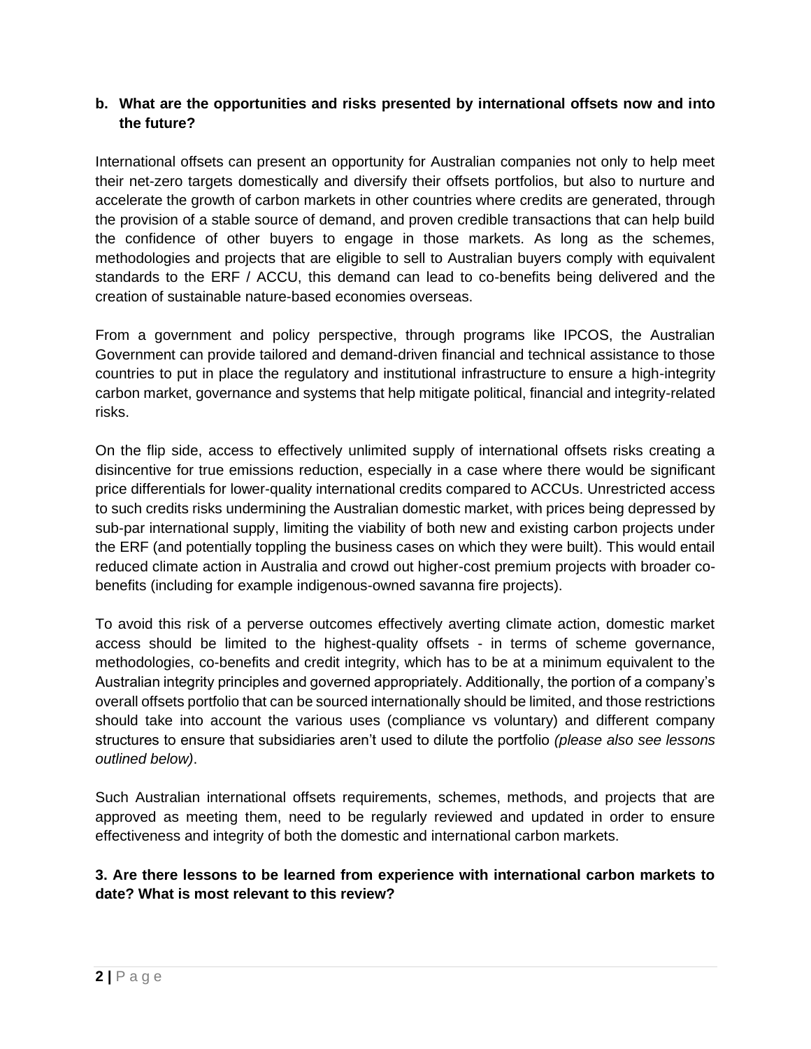**b. What are the opportunities and risks presented by international offsets now and into the future?**

International offsets can present an opportunity for Australian companies not only to help meet their net-zero targets domestically and diversify their offsets portfolios, but also to nurture and accelerate the growth of carbon markets in other countries where credits are generated, through the provision of a stable source of demand, and proven credible transactions that can help build the confidence of other buyers to engage in those markets. As long as the schemes, methodologies and projects that are eligible to sell to Australian buyers comply with equivalent standards to the ERF / ACCU, this demand can lead to co-benefits being delivered and the creation of sustainable nature-based economies overseas.

From a government and policy perspective, through programs like IPCOS, the Australian Government can provide tailored and demand-driven financial and technical assistance to those countries to put in place the regulatory and institutional infrastructure to ensure a high-integrity carbon market, governance and systems that help mitigate political, financial and integrity-related risks.

On the flip side, access to effectively unlimited supply of international offsets risks creating a disincentive for true emissions reduction, especially in a case where there would be significant price differentials for lower-quality international credits compared to ACCUs. Unrestricted access to such credits risks undermining the Australian domestic market, with prices being depressed by sub-par international supply, limiting the viability of both new and existing carbon projects under the ERF (and potentially toppling the business cases on which they were built). This would entail reduced climate action in Australia and crowd out higher-cost premium projects with broader co-benefits (including for example indigenous-owned savanna fire projects).

To avoid this risk of a perverse outcomes effectively averting climate action, domestic market access should be limited to the highest-quality offsets - in terms of scheme governance, methodologies, co-benefits and credit integrity, which has to be at a minimum equivalent to the Australian integrity principles and governed appropriately. Additionally, the portion of a company's overall offsets portfolio that can be sourced internationally should be limited, and those restrictions should take into account the various uses (compliance vs voluntary) and different company structures to ensure that subsidiaries aren't used to dilute the portfolio *(please also see lessons outlined below)*.

Such Australian international offsets requirements, schemes, methods, and projects that are approved as meeting them, need to be regularly reviewed and updated in order to ensure effectiveness and integrity of both the domestic and international carbon markets.

**3. Are there lessons to be learned from experience with international carbon markets to date? What is most relevant to this review?**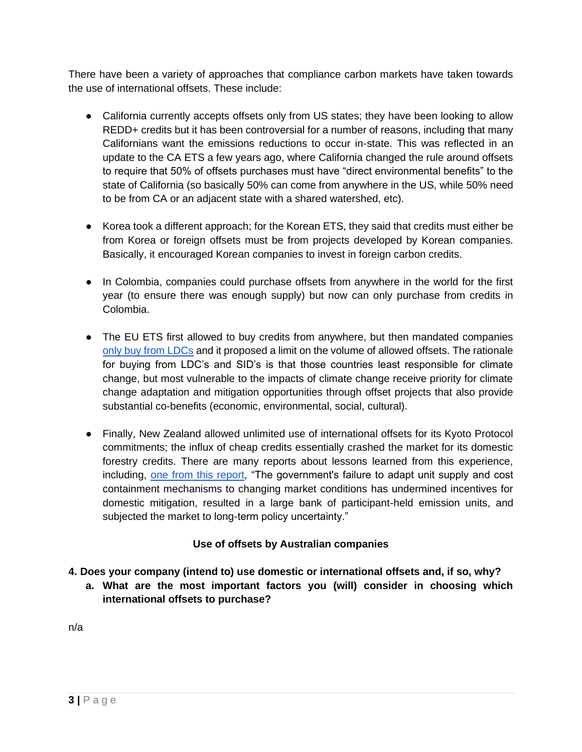There have been a variety of approaches that compliance carbon markets have taken towards the use of international offsets. These include:

- California currently accepts offsets only from US states; they have been looking to allow REDD+ credits but it has been controversial for a number of reasons, including that many Californians want the emissions reductions to occur in-state. This was reflected in an update to the CA ETS a few years ago, where California changed the rule around offsets to require that 50% of offsets purchases must have "direct environmental benefits" to the state of California (so basically 50% can come from anywhere in the US, while 50% need to be from CA or an adjacent state with a shared watershed, etc).

- Korea took a different approach; for the Korean ETS, they said that credits must either be from Korea or foreign offsets must be from projects developed by Korean companies. Basically, it encouraged Korean companies to invest in foreign carbon credits.

- In Colombia, companies could purchase offsets from anywhere in the world for the first year (to ensure there was enough supply) but now can only purchase from credits in Colombia.

- The EU ETS first allowed to buy credits from anywhere, but then mandated companies only buy from LDCs and it proposed a limit on the volume of allowed offsets. The rationale for buying from LDC's and SID's is that those countries least responsible for climate change, but most vulnerable to the impacts of climate change receive priority for climate change adaptation and mitigation opportunities through offset projects that also provide substantial co-benefits (economic, environmental, social, cultural).

- Finally, New Zealand allowed unlimited use of international offsets for its Kyoto Protocol commitments; the influx of cheap credits essentially crashed the market for its domestic forestry credits. There are many reports about lessons learned from this experience, including, one from this report, "The government's failure to adapt unit supply and cost containment mechanisms to changing market conditions has undermined incentives for domestic mitigation, resulted in a large bank of participant-held emission units, and subjected the market to long-term policy uncertainty."

**Use of offsets by Australian companies**

**4. Does your company (intend to) use domestic or international offsets and, if so, why?**

   **a. What are the most important factors you (will) consider in choosing which international offsets to purchase?**

n/a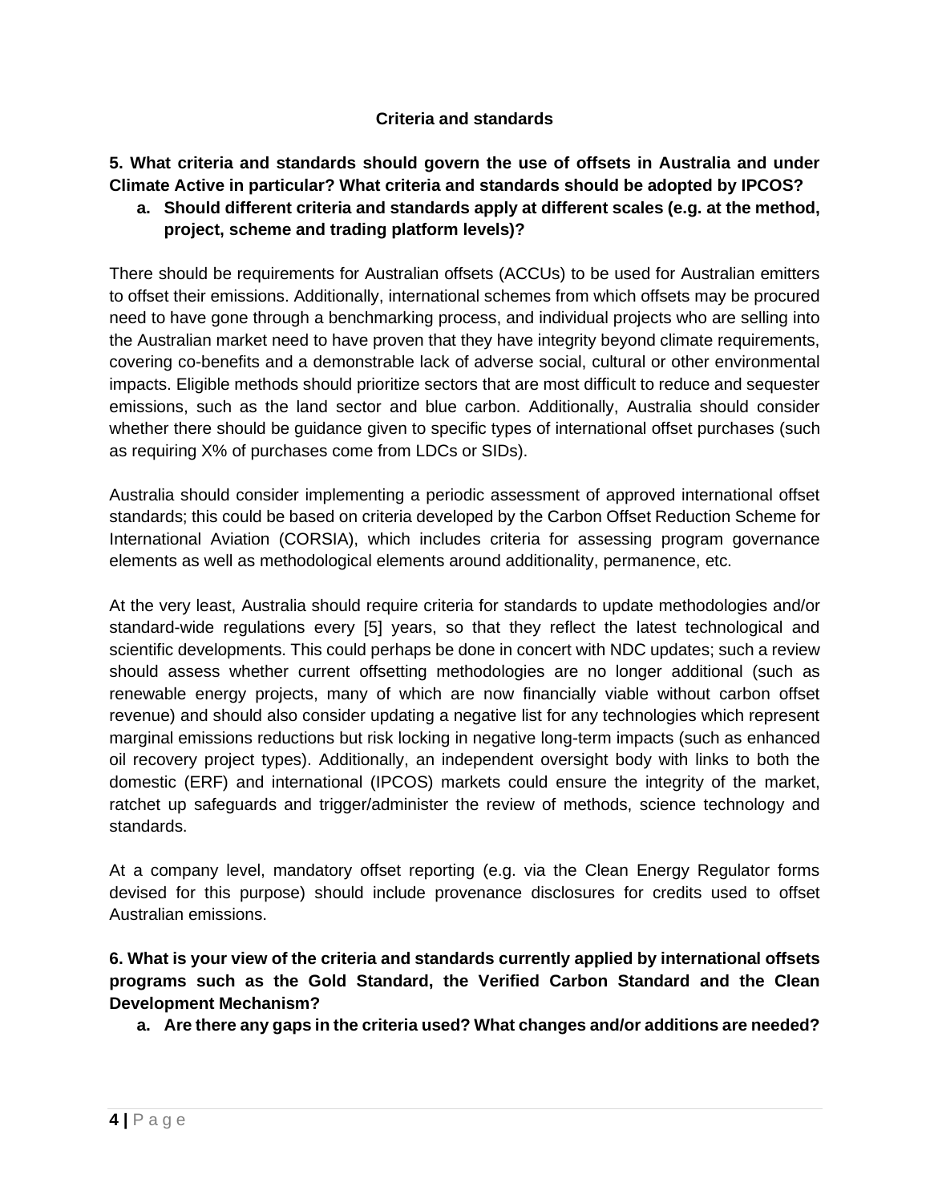### Criteria and standards

**5. What criteria and standards should govern the use of offsets in Australia and under Climate Active in particular? What criteria and standards should be adopted by IPCOS?**

**a. Should different criteria and standards apply at different scales (e.g. at the method, project, scheme and trading platform levels)?**

There should be requirements for Australian offsets (ACCUs) to be used for Australian emitters to offset their emissions. Additionally, international schemes from which offsets may be procured need to have gone through a benchmarking process, and individual projects who are selling into the Australian market need to have proven that they have integrity beyond climate requirements, covering co-benefits and a demonstrable lack of adverse social, cultural or other environmental impacts. Eligible methods should prioritize sectors that are most difficult to reduce and sequester emissions, such as the land sector and blue carbon. Additionally, Australia should consider whether there should be guidance given to specific types of international offset purchases (such as requiring X% of purchases come from LDCs or SIDs).

Australia should consider implementing a periodic assessment of approved international offset standards; this could be based on criteria developed by the Carbon Offset Reduction Scheme for International Aviation (CORSIA), which includes criteria for assessing program governance elements as well as methodological elements around additionality, permanence, etc.

At the very least, Australia should require criteria for standards to update methodologies and/or standard-wide regulations every [5] years, so that they reflect the latest technological and scientific developments. This could perhaps be done in concert with NDC updates; such a review should assess whether current offsetting methodologies are no longer additional (such as renewable energy projects, many of which are now financially viable without carbon offset revenue) and should also consider updating a negative list for any technologies which represent marginal emissions reductions but risk locking in negative long-term impacts (such as enhanced oil recovery project types). Additionally, an independent oversight body with links to both the domestic (ERF) and international (IPCOS) markets could ensure the integrity of the market, ratchet up safeguards and trigger/administer the review of methods, science technology and standards.

At a company level, mandatory offset reporting (e.g. via the Clean Energy Regulator forms devised for this purpose) should include provenance disclosures for credits used to offset Australian emissions.

**6. What is your view of the criteria and standards currently applied by international offsets programs such as the Gold Standard, the Verified Carbon Standard and the Clean Development Mechanism?**

**a. Are there any gaps in the criteria used? What changes and/or additions are needed?**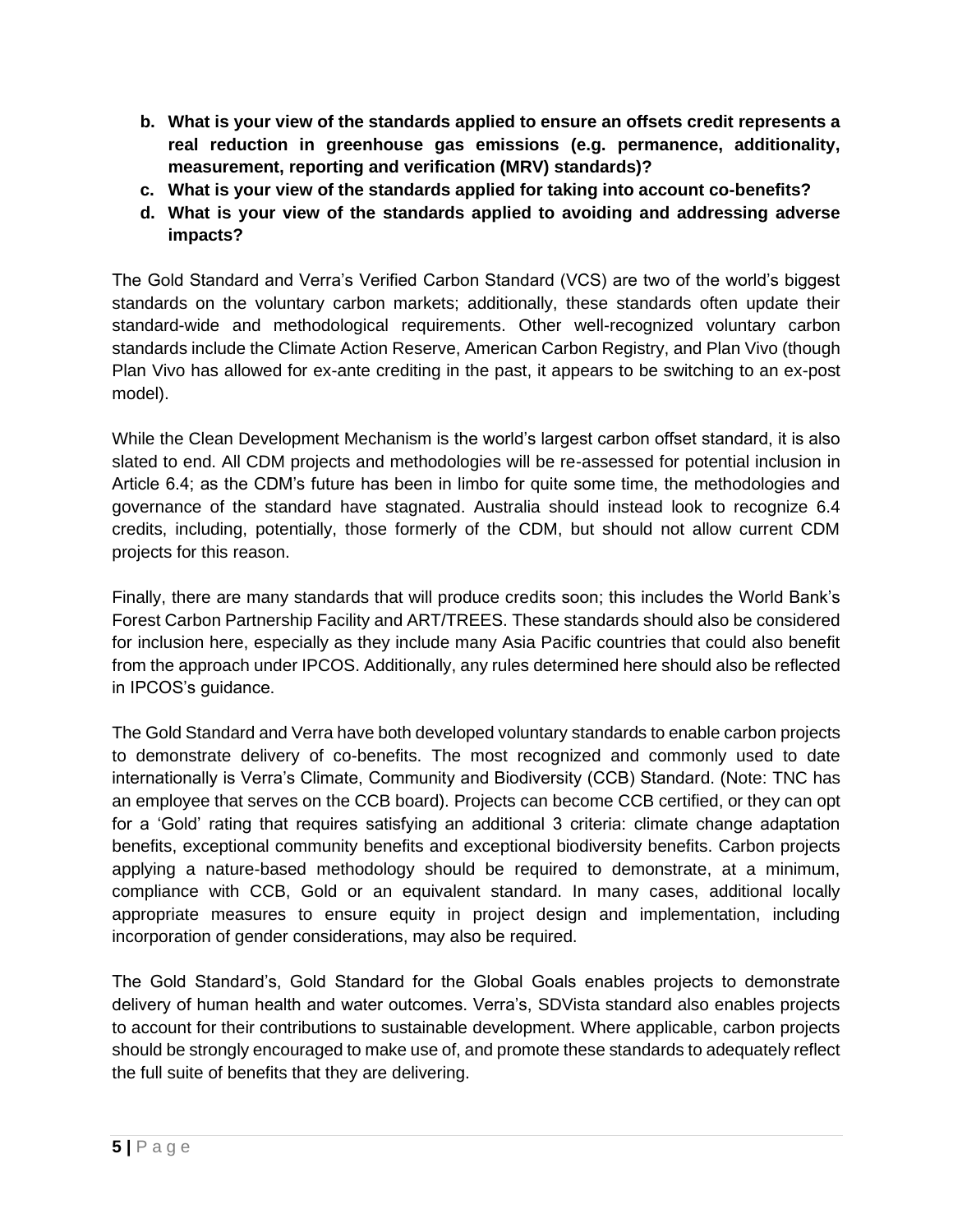b. **What is your view of the standards applied to ensure an offsets credit represents a real reduction in greenhouse gas emissions (e.g. permanence, additionality, measurement, reporting and verification (MRV) standards)?**
c. **What is your view of the standards applied for taking into account co-benefits?**
d. **What is your view of the standards applied to avoiding and addressing adverse impacts?**

The Gold Standard and Verra's Verified Carbon Standard (VCS) are two of the world's biggest standards on the voluntary carbon markets; additionally, these standards often update their standard-wide and methodological requirements. Other well-recognized voluntary carbon standards include the Climate Action Reserve, American Carbon Registry, and Plan Vivo (though Plan Vivo has allowed for ex-ante crediting in the past, it appears to be switching to an ex-post model).

While the Clean Development Mechanism is the world's largest carbon offset standard, it is also slated to end. All CDM projects and methodologies will be re-assessed for potential inclusion in Article 6.4; as the CDM's future has been in limbo for quite some time, the methodologies and governance of the standard have stagnated. Australia should instead look to recognize 6.4 credits, including, potentially, those formerly of the CDM, but should not allow current CDM projects for this reason.

Finally, there are many standards that will produce credits soon; this includes the World Bank's Forest Carbon Partnership Facility and ART/TREES. These standards should also be considered for inclusion here, especially as they include many Asia Pacific countries that could also benefit from the approach under IPCOS. Additionally, any rules determined here should also be reflected in IPCOS's guidance.

The Gold Standard and Verra have both developed voluntary standards to enable carbon projects to demonstrate delivery of co-benefits. The most recognized and commonly used to date internationally is Verra's Climate, Community and Biodiversity (CCB) Standard. (Note: TNC has an employee that serves on the CCB board). Projects can become CCB certified, or they can opt for a 'Gold' rating that requires satisfying an additional 3 criteria: climate change adaptation benefits, exceptional community benefits and exceptional biodiversity benefits. Carbon projects applying a nature-based methodology should be required to demonstrate, at a minimum, compliance with CCB, Gold or an equivalent standard. In many cases, additional locally appropriate measures to ensure equity in project design and implementation, including incorporation of gender considerations, may also be required.

The Gold Standard's, Gold Standard for the Global Goals enables projects to demonstrate delivery of human health and water outcomes. Verra's, SDVista standard also enables projects to account for their contributions to sustainable development. Where applicable, carbon projects should be strongly encouraged to make use of, and promote these standards to adequately reflect the full suite of benefits that they are delivering.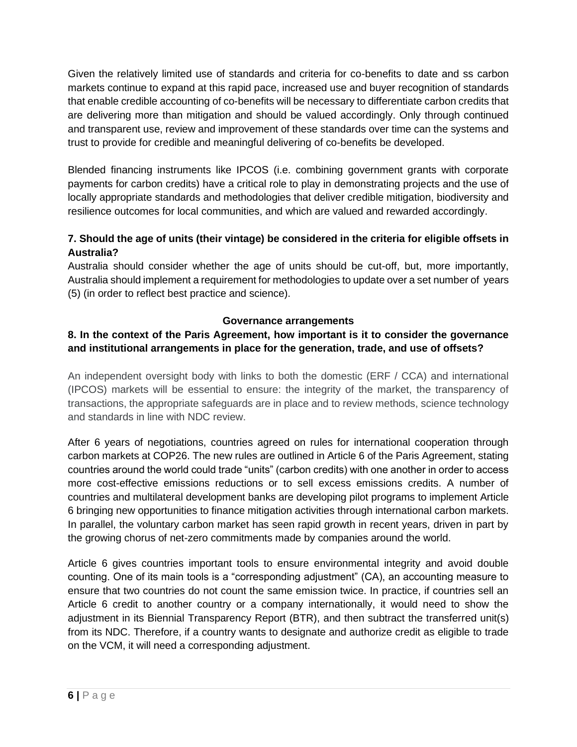Given the relatively limited use of standards and criteria for co-benefits to date and ss carbon markets continue to expand at this rapid pace, increased use and buyer recognition of standards that enable credible accounting of co-benefits will be necessary to differentiate carbon credits that are delivering more than mitigation and should be valued accordingly. Only through continued and transparent use, review and improvement of these standards over time can the systems and trust to provide for credible and meaningful delivering of co-benefits be developed.

Blended financing instruments like IPCOS (i.e. combining government grants with corporate payments for carbon credits) have a critical role to play in demonstrating projects and the use of locally appropriate standards and methodologies that deliver credible mitigation, biodiversity and resilience outcomes for local communities, and which are valued and rewarded accordingly.

**7. Should the age of units (their vintage) be considered in the criteria for eligible offsets in Australia?**

Australia should consider whether the age of units should be cut-off, but, more importantly, Australia should implement a requirement for methodologies to update over a set number of years (5) (in order to reflect best practice and science).

**Governance arrangements**

**8. In the context of the Paris Agreement, how important is it to consider the governance and institutional arrangements in place for the generation, trade, and use of offsets?**

An independent oversight body with links to both the domestic (ERF / CCA) and international (IPCOS) markets will be essential to ensure: the integrity of the market, the transparency of transactions, the appropriate safeguards are in place and to review methods, science technology and standards in line with NDC review.

After 6 years of negotiations, countries agreed on rules for international cooperation through carbon markets at COP26. The new rules are outlined in Article 6 of the Paris Agreement, stating countries around the world could trade "units" (carbon credits) with one another in order to access more cost-effective emissions reductions or to sell excess emissions credits. A number of countries and multilateral development banks are developing pilot programs to implement Article 6 bringing new opportunities to finance mitigation activities through international carbon markets. In parallel, the voluntary carbon market has seen rapid growth in recent years, driven in part by the growing chorus of net-zero commitments made by companies around the world.

Article 6 gives countries important tools to ensure environmental integrity and avoid double counting. One of its main tools is a "corresponding adjustment" (CA), an accounting measure to ensure that two countries do not count the same emission twice. In practice, if countries sell an Article 6 credit to another country or a company internationally, it would need to show the adjustment in its Biennial Transparency Report (BTR), and then subtract the transferred unit(s) from its NDC. Therefore, if a country wants to designate and authorize credit as eligible to trade on the VCM, it will need a corresponding adjustment.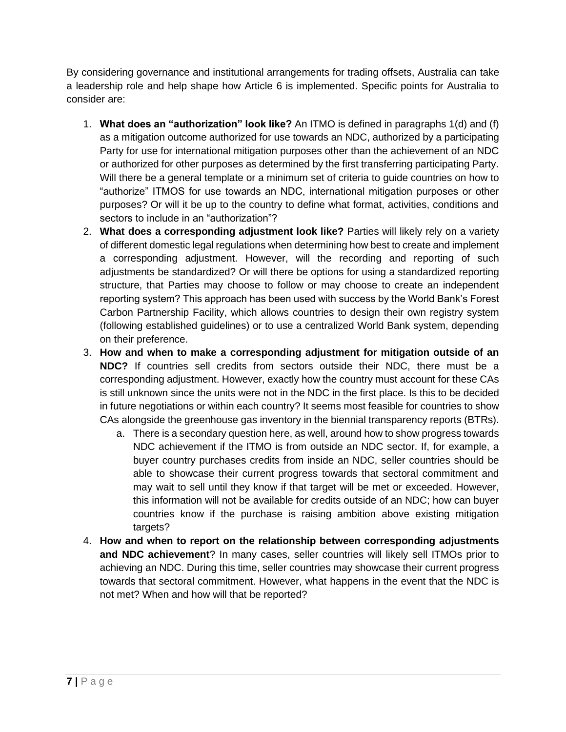By considering governance and institutional arrangements for trading offsets, Australia can take a leadership role and help shape how Article 6 is implemented. Specific points for Australia to consider are:

1. **What does an "authorization" look like?** An ITMO is defined in paragraphs 1(d) and (f) as a mitigation outcome authorized for use towards an NDC, authorized by a participating Party for use for international mitigation purposes other than the achievement of an NDC or authorized for other purposes as determined by the first transferring participating Party. Will there be a general template or a minimum set of criteria to guide countries on how to "authorize" ITMOS for use towards an NDC, international mitigation purposes or other purposes? Or will it be up to the country to define what format, activities, conditions and sectors to include in an "authorization"?
2. **What does a corresponding adjustment look like?** Parties will likely rely on a variety of different domestic legal regulations when determining how best to create and implement a corresponding adjustment. However, will the recording and reporting of such adjustments be standardized? Or will there be options for using a standardized reporting structure, that Parties may choose to follow or may choose to create an independent reporting system? This approach has been used with success by the World Bank's Forest Carbon Partnership Facility, which allows countries to design their own registry system (following established guidelines) or to use a centralized World Bank system, depending on their preference.
3. **How and when to make a corresponding adjustment for mitigation outside of an NDC?** If countries sell credits from sectors outside their NDC, there must be a corresponding adjustment. However, exactly how the country must account for these CAs is still unknown since the units were not in the NDC in the first place. Is this to be decided in future negotiations or within each country? It seems most feasible for countries to show CAs alongside the greenhouse gas inventory in the biennial transparency reports (BTRs).
    a. There is a secondary question here, as well, around how to show progress towards NDC achievement if the ITMO is from outside an NDC sector. If, for example, a buyer country purchases credits from inside an NDC, seller countries should be able to showcase their current progress towards that sectoral commitment and may wait to sell until they know if that target will be met or exceeded. However, this information will not be available for credits outside of an NDC; how can buyer countries know if the purchase is raising ambition above existing mitigation targets?
4. **How and when to report on the relationship between corresponding adjustments and NDC achievement**? In many cases, seller countries will likely sell ITMOs prior to achieving an NDC. During this time, seller countries may showcase their current progress towards that sectoral commitment. However, what happens in the event that the NDC is not met? When and how will that be reported?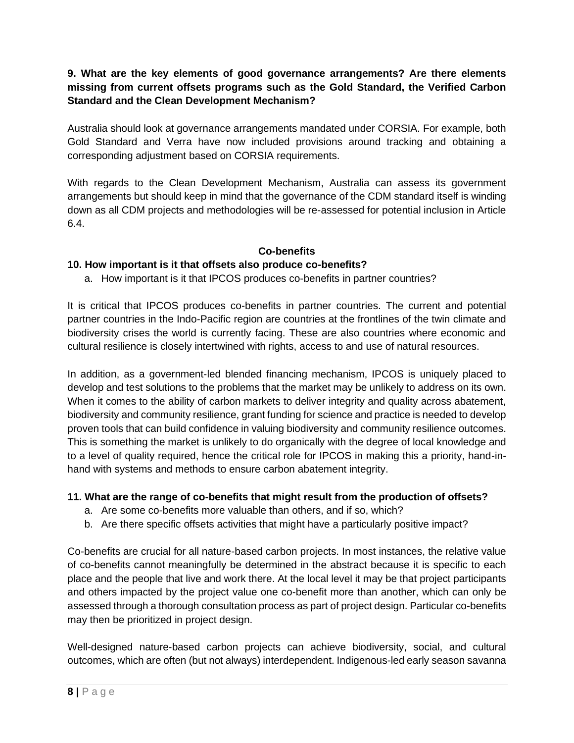**9. What are the key elements of good governance arrangements? Are there elements missing from current offsets programs such as the Gold Standard, the Verified Carbon Standard and the Clean Development Mechanism?**

Australia should look at governance arrangements mandated under CORSIA. For example, both Gold Standard and Verra have now included provisions around tracking and obtaining a corresponding adjustment based on CORSIA requirements.

With regards to the Clean Development Mechanism, Australia can assess its government arrangements but should keep in mind that the governance of the CDM standard itself is winding down as all CDM projects and methodologies will be re-assessed for potential inclusion in Article 6.4.

## Co-benefits

**10. How important is it that offsets also produce co-benefits?**

a. How important is it that IPCOS produces co-benefits in partner countries?

It is critical that IPCOS produces co-benefits in partner countries. The current and potential partner countries in the Indo-Pacific region are countries at the frontlines of the twin climate and biodiversity crises the world is currently facing. These are also countries where economic and cultural resilience is closely intertwined with rights, access to and use of natural resources.

In addition, as a government-led blended financing mechanism, IPCOS is uniquely placed to develop and test solutions to the problems that the market may be unlikely to address on its own. When it comes to the ability of carbon markets to deliver integrity and quality across abatement, biodiversity and community resilience, grant funding for science and practice is needed to develop proven tools that can build confidence in valuing biodiversity and community resilience outcomes. This is something the market is unlikely to do organically with the degree of local knowledge and to a level of quality required, hence the critical role for IPCOS in making this a priority, hand-in-hand with systems and methods to ensure carbon abatement integrity.

**11. What are the range of co-benefits that might result from the production of offsets?**

a. Are some co-benefits more valuable than others, and if so, which?
b. Are there specific offsets activities that might have a particularly positive impact?

Co-benefits are crucial for all nature-based carbon projects. In most instances, the relative value of co-benefits cannot meaningfully be determined in the abstract because it is specific to each place and the people that live and work there. At the local level it may be that project participants and others impacted by the project value one co-benefit more than another, which can only be assessed through a thorough consultation process as part of project design. Particular co-benefits may then be prioritized in project design.

Well-designed nature-based carbon projects can achieve biodiversity, social, and cultural outcomes, which are often (but not always) interdependent. Indigenous-led early season savanna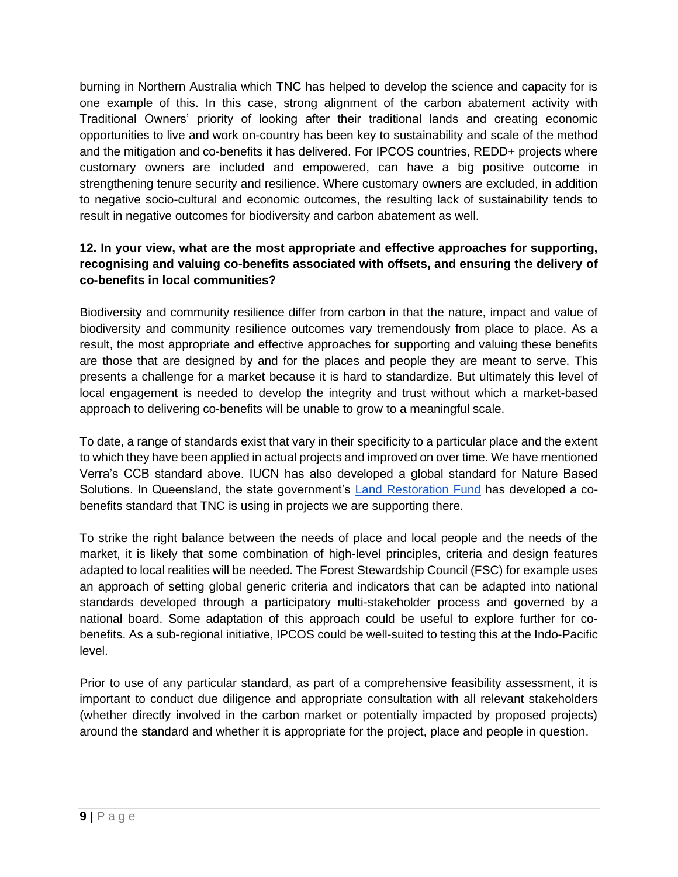burning in Northern Australia which TNC has helped to develop the science and capacity for is one example of this. In this case, strong alignment of the carbon abatement activity with Traditional Owners' priority of looking after their traditional lands and creating economic opportunities to live and work on-country has been key to sustainability and scale of the method and the mitigation and co-benefits it has delivered. For IPCOS countries, REDD+ projects where customary owners are included and empowered, can have a big positive outcome in strengthening tenure security and resilience. Where customary owners are excluded, in addition to negative socio-cultural and economic outcomes, the resulting lack of sustainability tends to result in negative outcomes for biodiversity and carbon abatement as well.

**12. In your view, what are the most appropriate and effective approaches for supporting, recognising and valuing co-benefits associated with offsets, and ensuring the delivery of co-benefits in local communities?**

Biodiversity and community resilience differ from carbon in that the nature, impact and value of biodiversity and community resilience outcomes vary tremendously from place to place. As a result, the most appropriate and effective approaches for supporting and valuing these benefits are those that are designed by and for the places and people they are meant to serve. This presents a challenge for a market because it is hard to standardize. But ultimately this level of local engagement is needed to develop the integrity and trust without which a market-based approach to delivering co-benefits will be unable to grow to a meaningful scale.

To date, a range of standards exist that vary in their specificity to a particular place and the extent to which they have been applied in actual projects and improved on over time. We have mentioned Verra's CCB standard above. IUCN has also developed a global standard for Nature Based Solutions. In Queensland, the state government's Land Restoration Fund has developed a co-benefits standard that TNC is using in projects we are supporting there.

To strike the right balance between the needs of place and local people and the needs of the market, it is likely that some combination of high-level principles, criteria and design features adapted to local realities will be needed. The Forest Stewardship Council (FSC) for example uses an approach of setting global generic criteria and indicators that can be adapted into national standards developed through a participatory multi-stakeholder process and governed by a national board. Some adaptation of this approach could be useful to explore further for co-benefits. As a sub-regional initiative, IPCOS could be well-suited to testing this at the Indo-Pacific level.

Prior to use of any particular standard, as part of a comprehensive feasibility assessment, it is important to conduct due diligence and appropriate consultation with all relevant stakeholders (whether directly involved in the carbon market or potentially impacted by proposed projects) around the standard and whether it is appropriate for the project, place and people in question.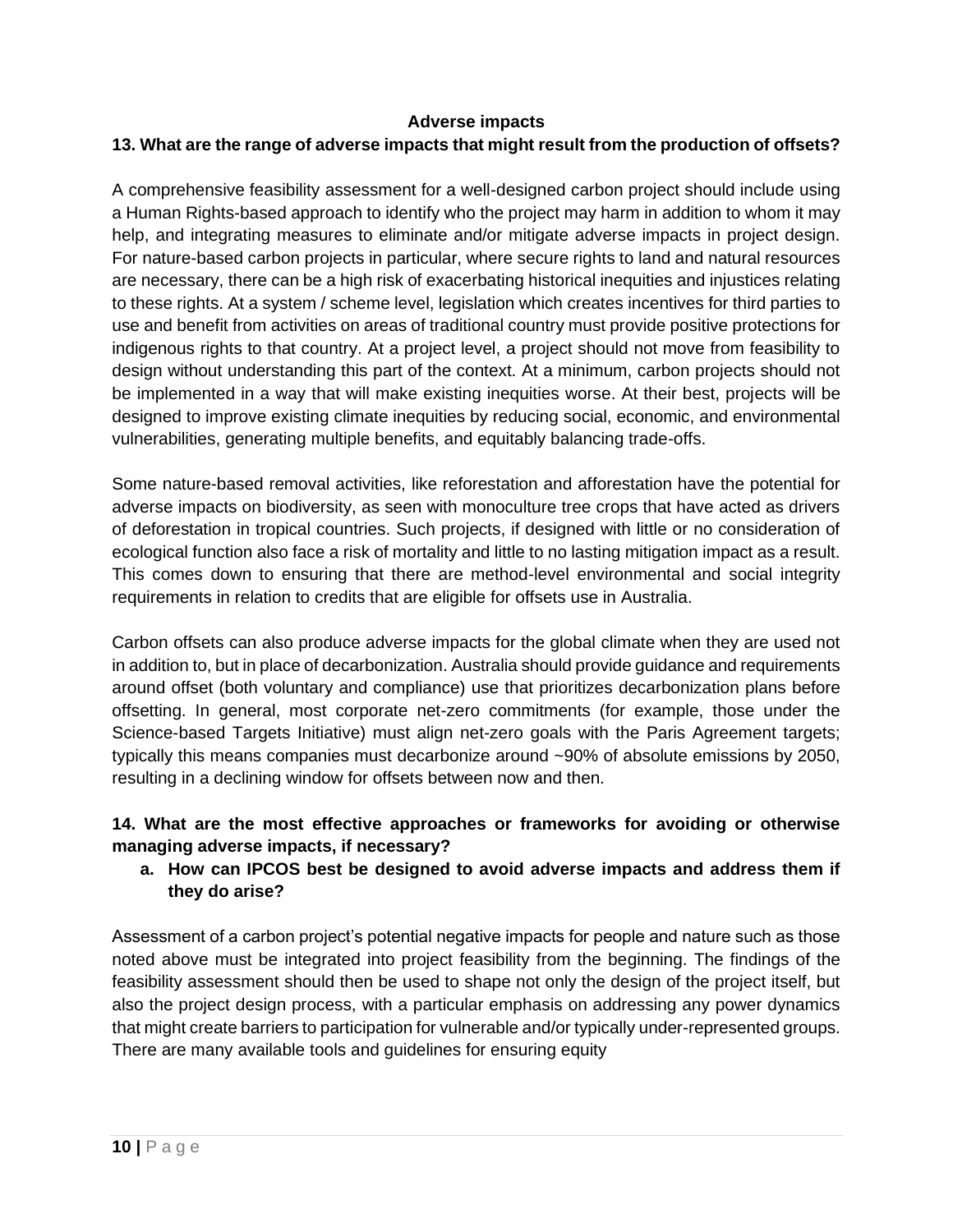## Adverse impacts

**13. What are the range of adverse impacts that might result from the production of offsets?**

A comprehensive feasibility assessment for a well-designed carbon project should include using a Human Rights-based approach to identify who the project may harm in addition to whom it may help, and integrating measures to eliminate and/or mitigate adverse impacts in project design. For nature-based carbon projects in particular, where secure rights to land and natural resources are necessary, there can be a high risk of exacerbating historical inequities and injustices relating to these rights. At a system / scheme level, legislation which creates incentives for third parties to use and benefit from activities on areas of traditional country must provide positive protections for indigenous rights to that country. At a project level, a project should not move from feasibility to design without understanding this part of the context. At a minimum, carbon projects should not be implemented in a way that will make existing inequities worse. At their best, projects will be designed to improve existing climate inequities by reducing social, economic, and environmental vulnerabilities, generating multiple benefits, and equitably balancing trade-offs.

Some nature-based removal activities, like reforestation and afforestation have the potential for adverse impacts on biodiversity, as seen with monoculture tree crops that have acted as drivers of deforestation in tropical countries. Such projects, if designed with little or no consideration of ecological function also face a risk of mortality and little to no lasting mitigation impact as a result. This comes down to ensuring that there are method-level environmental and social integrity requirements in relation to credits that are eligible for offsets use in Australia.

Carbon offsets can also produce adverse impacts for the global climate when they are used not in addition to, but in place of decarbonization. Australia should provide guidance and requirements around offset (both voluntary and compliance) use that prioritizes decarbonization plans before offsetting. In general, most corporate net-zero commitments (for example, those under the Science-based Targets Initiative) must align net-zero goals with the Paris Agreement targets; typically this means companies must decarbonize around ~90% of absolute emissions by 2050, resulting in a declining window for offsets between now and then.

**14. What are the most effective approaches or frameworks for avoiding or otherwise managing adverse impacts, if necessary?**

**a. How can IPCOS best be designed to avoid adverse impacts and address them if they do arise?**

Assessment of a carbon project's potential negative impacts for people and nature such as those noted above must be integrated into project feasibility from the beginning. The findings of the feasibility assessment should then be used to shape not only the design of the project itself, but also the project design process, with a particular emphasis on addressing any power dynamics that might create barriers to participation for vulnerable and/or typically under-represented groups. There are many available tools and guidelines for ensuring equity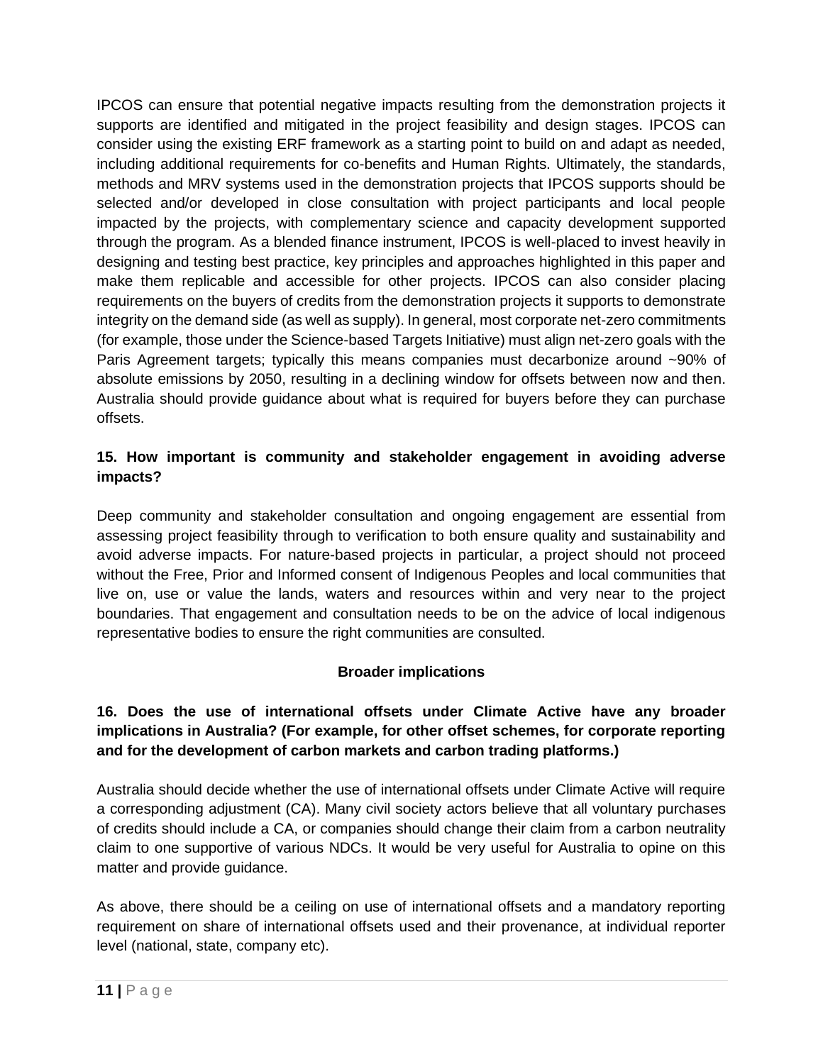IPCOS can ensure that potential negative impacts resulting from the demonstration projects it supports are identified and mitigated in the project feasibility and design stages. IPCOS can consider using the existing ERF framework as a starting point to build on and adapt as needed, including additional requirements for co-benefits and Human Rights. Ultimately, the standards, methods and MRV systems used in the demonstration projects that IPCOS supports should be selected and/or developed in close consultation with project participants and local people impacted by the projects, with complementary science and capacity development supported through the program. As a blended finance instrument, IPCOS is well-placed to invest heavily in designing and testing best practice, key principles and approaches highlighted in this paper and make them replicable and accessible for other projects. IPCOS can also consider placing requirements on the buyers of credits from the demonstration projects it supports to demonstrate integrity on the demand side (as well as supply). In general, most corporate net-zero commitments (for example, those under the Science-based Targets Initiative) must align net-zero goals with the Paris Agreement targets; typically this means companies must decarbonize around ~90% of absolute emissions by 2050, resulting in a declining window for offsets between now and then. Australia should provide guidance about what is required for buyers before they can purchase offsets.

**15. How important is community and stakeholder engagement in avoiding adverse impacts?**

Deep community and stakeholder consultation and ongoing engagement are essential from assessing project feasibility through to verification to both ensure quality and sustainability and avoid adverse impacts. For nature-based projects in particular, a project should not proceed without the Free, Prior and Informed consent of Indigenous Peoples and local communities that live on, use or value the lands, waters and resources within and very near to the project boundaries. That engagement and consultation needs to be on the advice of local indigenous representative bodies to ensure the right communities are consulted.

## Broader implications

**16. Does the use of international offsets under Climate Active have any broader implications in Australia? (For example, for other offset schemes, for corporate reporting and for the development of carbon markets and carbon trading platforms.)**

Australia should decide whether the use of international offsets under Climate Active will require a corresponding adjustment (CA). Many civil society actors believe that all voluntary purchases of credits should include a CA, or companies should change their claim from a carbon neutrality claim to one supportive of various NDCs. It would be very useful for Australia to opine on this matter and provide guidance.

As above, there should be a ceiling on use of international offsets and a mandatory reporting requirement on share of international offsets used and their provenance, at individual reporter level (national, state, company etc).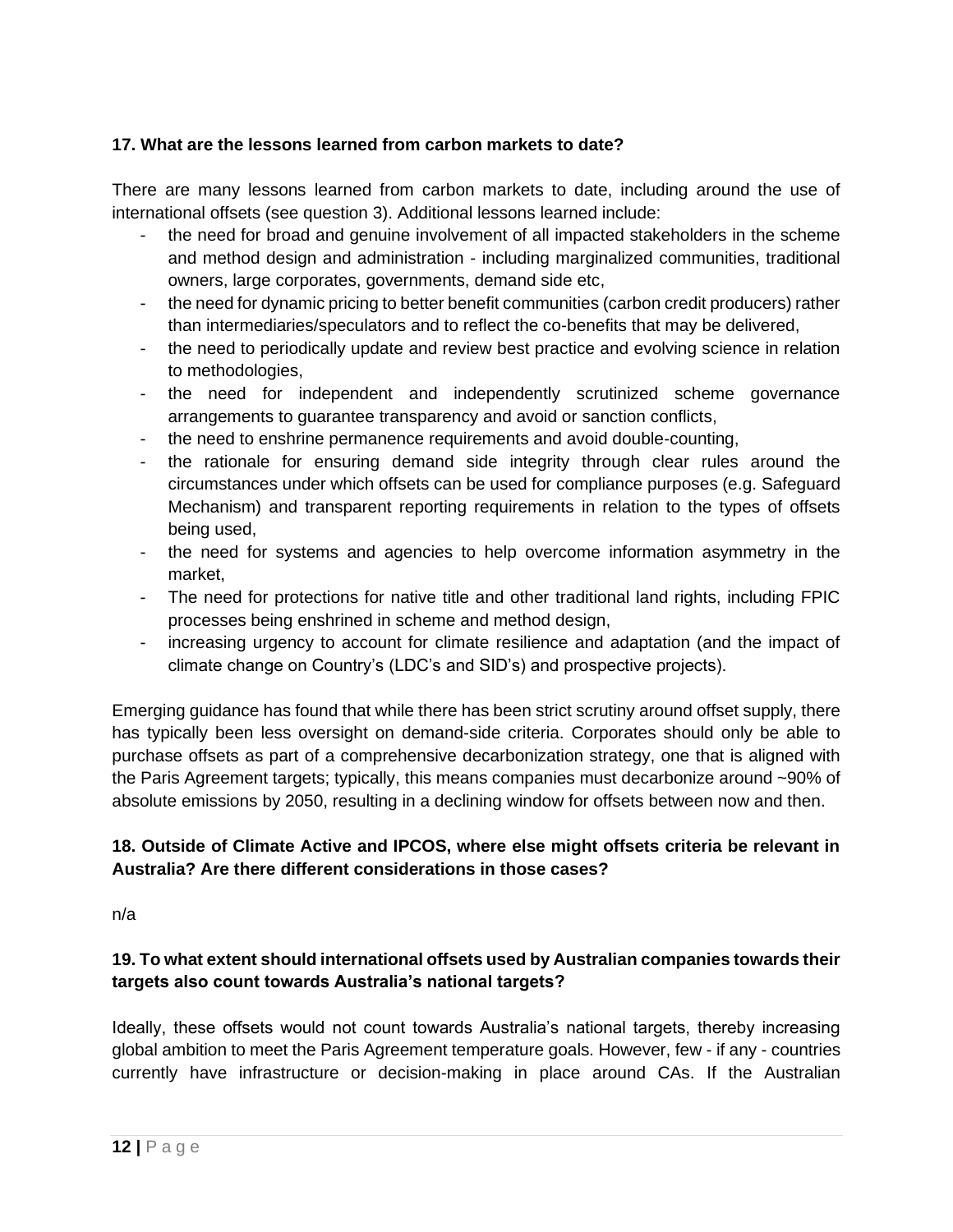**17. What are the lessons learned from carbon markets to date?**

There are many lessons learned from carbon markets to date, including around the use of international offsets (see question 3). Additional lessons learned include:

- the need for broad and genuine involvement of all impacted stakeholders in the scheme and method design and administration - including marginalized communities, traditional owners, large corporates, governments, demand side etc,
- the need for dynamic pricing to better benefit communities (carbon credit producers) rather than intermediaries/speculators and to reflect the co-benefits that may be delivered,
- the need to periodically update and review best practice and evolving science in relation to methodologies,
- the need for independent and independently scrutinized scheme governance arrangements to guarantee transparency and avoid or sanction conflicts,
- the need to enshrine permanence requirements and avoid double-counting,
- the rationale for ensuring demand side integrity through clear rules around the circumstances under which offsets can be used for compliance purposes (e.g. Safeguard Mechanism) and transparent reporting requirements in relation to the types of offsets being used,
- the need for systems and agencies to help overcome information asymmetry in the market,
- The need for protections for native title and other traditional land rights, including FPIC processes being enshrined in scheme and method design,
- increasing urgency to account for climate resilience and adaptation (and the impact of climate change on Country's (LDC's and SID's) and prospective projects).

Emerging guidance has found that while there has been strict scrutiny around offset supply, there has typically been less oversight on demand-side criteria. Corporates should only be able to purchase offsets as part of a comprehensive decarbonization strategy, one that is aligned with the Paris Agreement targets; typically, this means companies must decarbonize around ~90% of absolute emissions by 2050, resulting in a declining window for offsets between now and then.

**18. Outside of Climate Active and IPCOS, where else might offsets criteria be relevant in Australia? Are there different considerations in those cases?**

n/a

**19. To what extent should international offsets used by Australian companies towards their targets also count towards Australia's national targets?**

Ideally, these offsets would not count towards Australia's national targets, thereby increasing global ambition to meet the Paris Agreement temperature goals. However, few - if any - countries currently have infrastructure or decision-making in place around CAs. If the Australian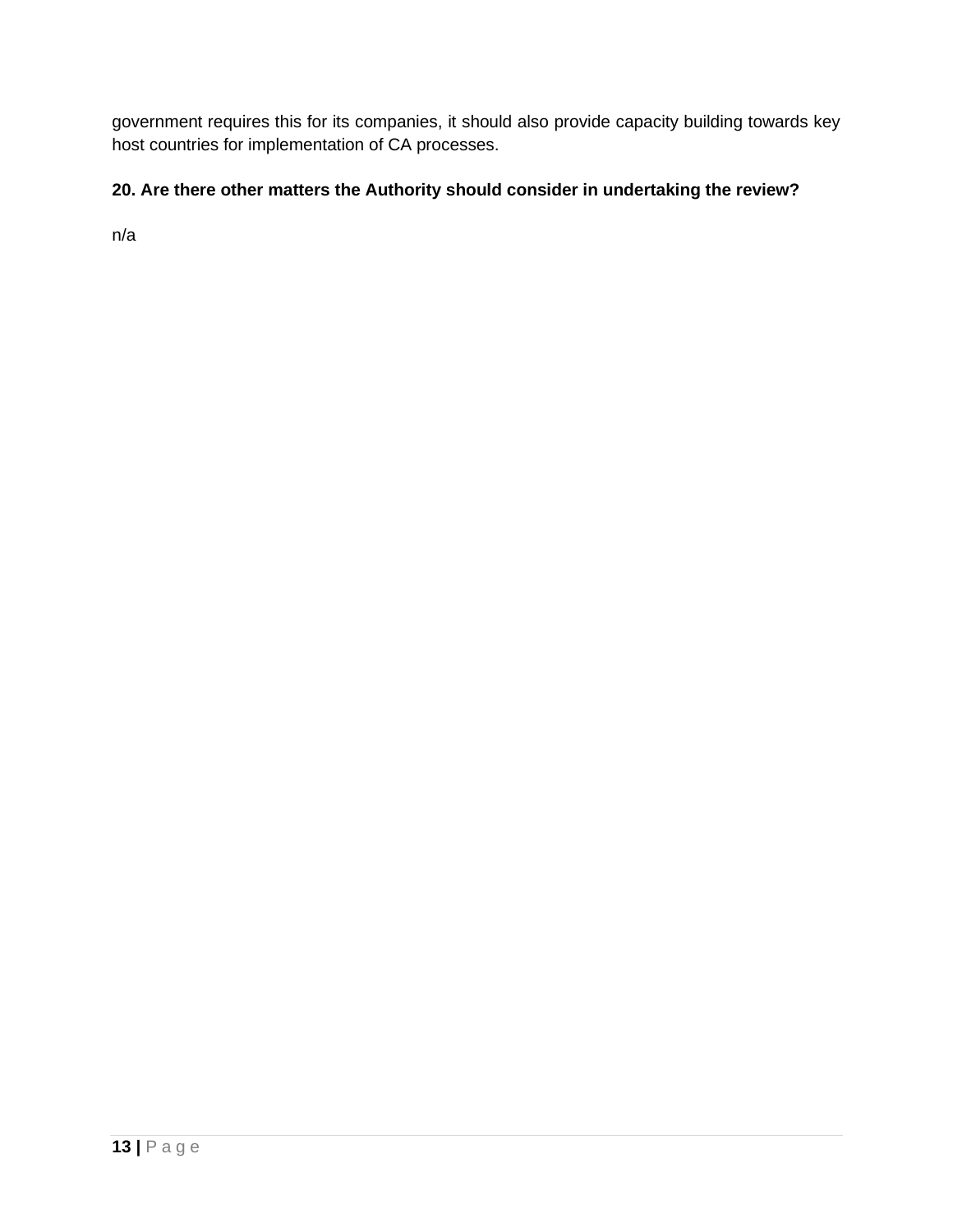government requires this for its companies, it should also provide capacity building towards key host countries for implementation of CA processes.

**20. Are there other matters the Authority should consider in undertaking the review?**

n/a